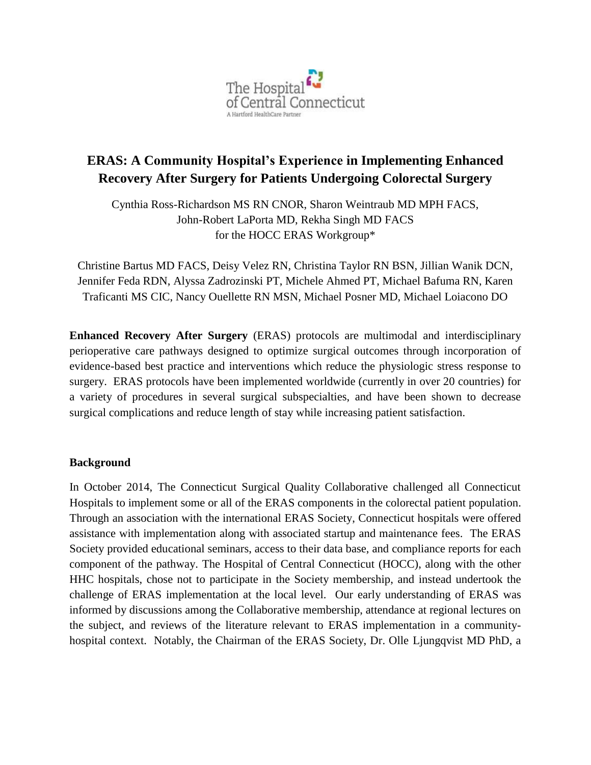The Hospital of Central Connecticut
A Hartford HealthCare Partner

# ERAS: A Community Hospital's Experience in Implementing Enhanced Recovery After Surgery for Patients Undergoing Colorectal Surgery

Cynthia Ross-Richardson MS RN CNOR, Sharon Weintraub MD MPH FACS, John-Robert LaPorta MD, Rekha Singh MD FACS
for the HOCC ERAS Workgroup*

Christine Bartus MD FACS, Deisy Velez RN, Christina Taylor RN BSN, Jillian Wanik DCN, Jennifer Feda RDN, Alyssa Zadrozinski PT, Michele Ahmed PT, Michael Bafuma RN, Karen Traficanti MS CIC, Nancy Ouellette RN MSN, Michael Posner MD, Michael Loiacono DO

**Enhanced Recovery After Surgery** (ERAS) protocols are multimodal and interdisciplinary perioperative care pathways designed to optimize surgical outcomes through incorporation of evidence-based best practice and interventions which reduce the physiologic stress response to surgery. ERAS protocols have been implemented worldwide (currently in over 20 countries) for a variety of procedures in several surgical subspecialties, and have been shown to decrease surgical complications and reduce length of stay while increasing patient satisfaction.

## Background

In October 2014, The Connecticut Surgical Quality Collaborative challenged all Connecticut Hospitals to implement some or all of the ERAS components in the colorectal patient population. Through an association with the international ERAS Society, Connecticut hospitals were offered assistance with implementation along with associated startup and maintenance fees. The ERAS Society provided educational seminars, access to their data base, and compliance reports for each component of the pathway. The Hospital of Central Connecticut (HOCC), along with the other HHC hospitals, chose not to participate in the Society membership, and instead undertook the challenge of ERAS implementation at the local level. Our early understanding of ERAS was informed by discussions among the Collaborative membership, attendance at regional lectures on the subject, and reviews of the literature relevant to ERAS implementation in a community-hospital context. Notably, the Chairman of the ERAS Society, Dr. Olle Ljungqvist MD PhD, a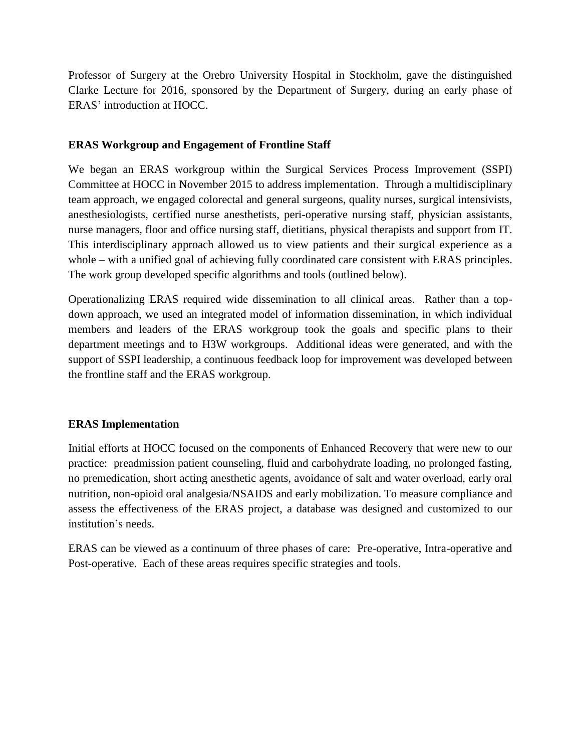Professor of Surgery at the Orebro University Hospital in Stockholm, gave the distinguished Clarke Lecture for 2016, sponsored by the Department of Surgery, during an early phase of ERAS' introduction at HOCC.

**ERAS Workgroup and Engagement of Frontline Staff**

We began an ERAS workgroup within the Surgical Services Process Improvement (SSPI) Committee at HOCC in November 2015 to address implementation. Through a multidisciplinary team approach, we engaged colorectal and general surgeons, quality nurses, surgical intensivists, anesthesiologists, certified nurse anesthetists, peri-operative nursing staff, physician assistants, nurse managers, floor and office nursing staff, dietitians, physical therapists and support from IT. This interdisciplinary approach allowed us to view patients and their surgical experience as a whole – with a unified goal of achieving fully coordinated care consistent with ERAS principles. The work group developed specific algorithms and tools (outlined below).

Operationalizing ERAS required wide dissemination to all clinical areas. Rather than a top-down approach, we used an integrated model of information dissemination, in which individual members and leaders of the ERAS workgroup took the goals and specific plans to their department meetings and to H3W workgroups. Additional ideas were generated, and with the support of SSPI leadership, a continuous feedback loop for improvement was developed between the frontline staff and the ERAS workgroup.

**ERAS Implementation**

Initial efforts at HOCC focused on the components of Enhanced Recovery that were new to our practice: preadmission patient counseling, fluid and carbohydrate loading, no prolonged fasting, no premedication, short acting anesthetic agents, avoidance of salt and water overload, early oral nutrition, non-opioid oral analgesia/NSAIDS and early mobilization. To measure compliance and assess the effectiveness of the ERAS project, a database was designed and customized to our institution's needs.

ERAS can be viewed as a continuum of three phases of care: Pre-operative, Intra-operative and Post-operative. Each of these areas requires specific strategies and tools.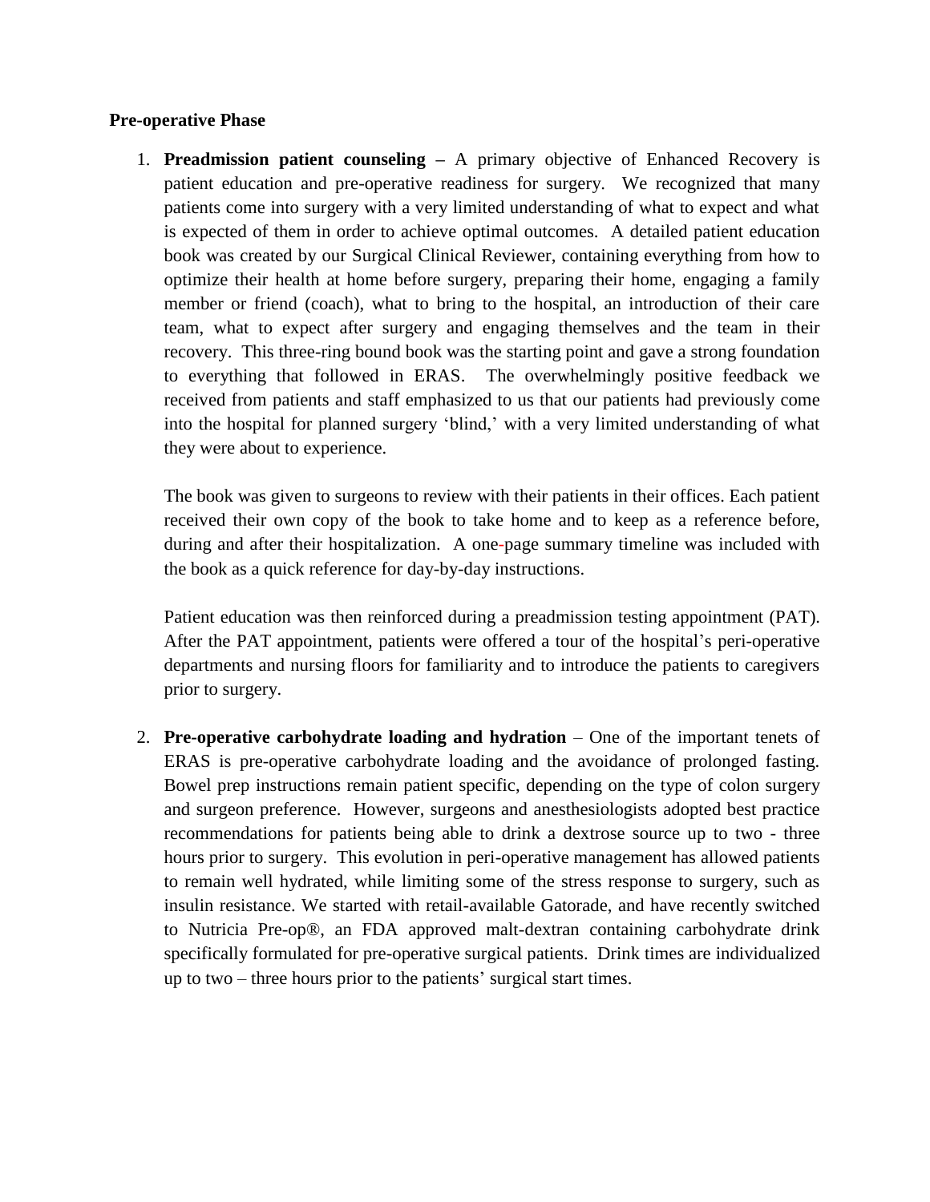**Pre-operative Phase**

1. **Preadmission patient counseling –** A primary objective of Enhanced Recovery is patient education and pre-operative readiness for surgery. We recognized that many patients come into surgery with a very limited understanding of what to expect and what is expected of them in order to achieve optimal outcomes. A detailed patient education book was created by our Surgical Clinical Reviewer, containing everything from how to optimize their health at home before surgery, preparing their home, engaging a family member or friend (coach), what to bring to the hospital, an introduction of their care team, what to expect after surgery and engaging themselves and the team in their recovery. This three-ring bound book was the starting point and gave a strong foundation to everything that followed in ERAS. The overwhelmingly positive feedback we received from patients and staff emphasized to us that our patients had previously come into the hospital for planned surgery 'blind,' with a very limited understanding of what they were about to experience.

   The book was given to surgeons to review with their patients in their offices. Each patient received their own copy of the book to take home and to keep as a reference before, during and after their hospitalization. A one-page summary timeline was included with the book as a quick reference for day-by-day instructions.

   Patient education was then reinforced during a preadmission testing appointment (PAT). After the PAT appointment, patients were offered a tour of the hospital's peri-operative departments and nursing floors for familiarity and to introduce the patients to caregivers prior to surgery.

2. **Pre-operative carbohydrate loading and hydration** – One of the important tenets of ERAS is pre-operative carbohydrate loading and the avoidance of prolonged fasting. Bowel prep instructions remain patient specific, depending on the type of colon surgery and surgeon preference. However, surgeons and anesthesiologists adopted best practice recommendations for patients being able to drink a dextrose source up to two - three hours prior to surgery. This evolution in peri-operative management has allowed patients to remain well hydrated, while limiting some of the stress response to surgery, such as insulin resistance. We started with retail-available Gatorade, and have recently switched to Nutricia Pre-op®, an FDA approved malt-dextran containing carbohydrate drink specifically formulated for pre-operative surgical patients. Drink times are individualized up to two – three hours prior to the patients' surgical start times.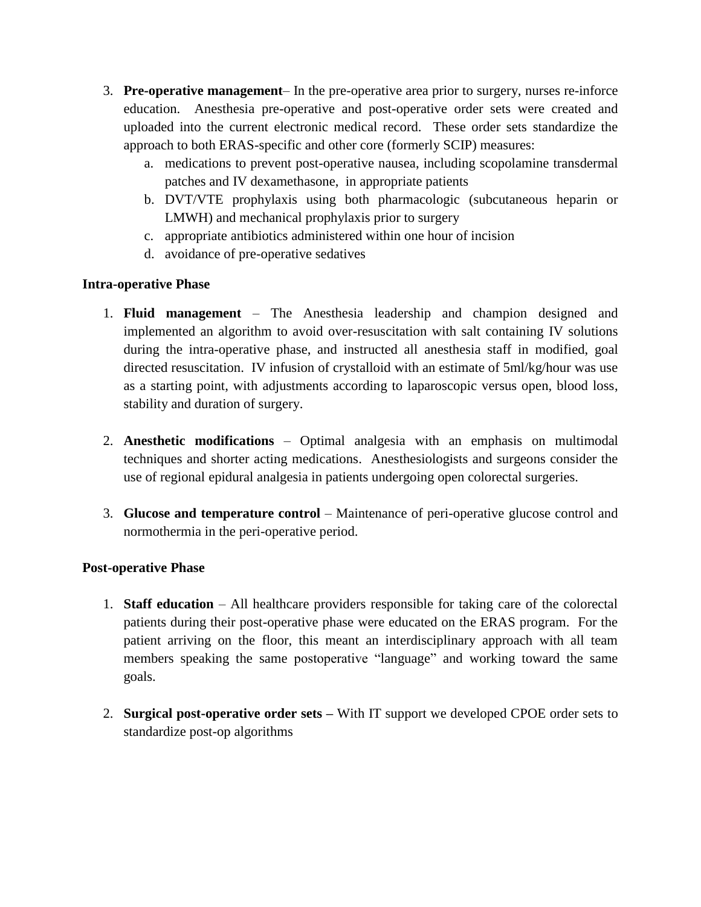3. **Pre-operative management**– In the pre-operative area prior to surgery, nurses re-inforce education. Anesthesia pre-operative and post-operative order sets were created and uploaded into the current electronic medical record. These order sets standardize the approach to both ERAS-specific and other core (formerly SCIP) measures:
    a. medications to prevent post-operative nausea, including scopolamine transdermal patches and IV dexamethasone, in appropriate patients
    b. DVT/VTE prophylaxis using both pharmacologic (subcutaneous heparin or LMWH) and mechanical prophylaxis prior to surgery
    c. appropriate antibiotics administered within one hour of incision
    d. avoidance of pre-operative sedatives

**Intra-operative Phase**

1. **Fluid management** – The Anesthesia leadership and champion designed and implemented an algorithm to avoid over-resuscitation with salt containing IV solutions during the intra-operative phase, and instructed all anesthesia staff in modified, goal directed resuscitation. IV infusion of crystalloid with an estimate of 5ml/kg/hour was use as a starting point, with adjustments according to laparoscopic versus open, blood loss, stability and duration of surgery.

2. **Anesthetic modifications** – Optimal analgesia with an emphasis on multimodal techniques and shorter acting medications. Anesthesiologists and surgeons consider the use of regional epidural analgesia in patients undergoing open colorectal surgeries.

3. **Glucose and temperature control** – Maintenance of peri-operative glucose control and normothermia in the peri-operative period.

**Post-operative Phase**

1. **Staff education** – All healthcare providers responsible for taking care of the colorectal patients during their post-operative phase were educated on the ERAS program. For the patient arriving on the floor, this meant an interdisciplinary approach with all team members speaking the same postoperative "language" and working toward the same goals.

2. **Surgical post-operative order sets –** With IT support we developed CPOE order sets to standardize post-op algorithms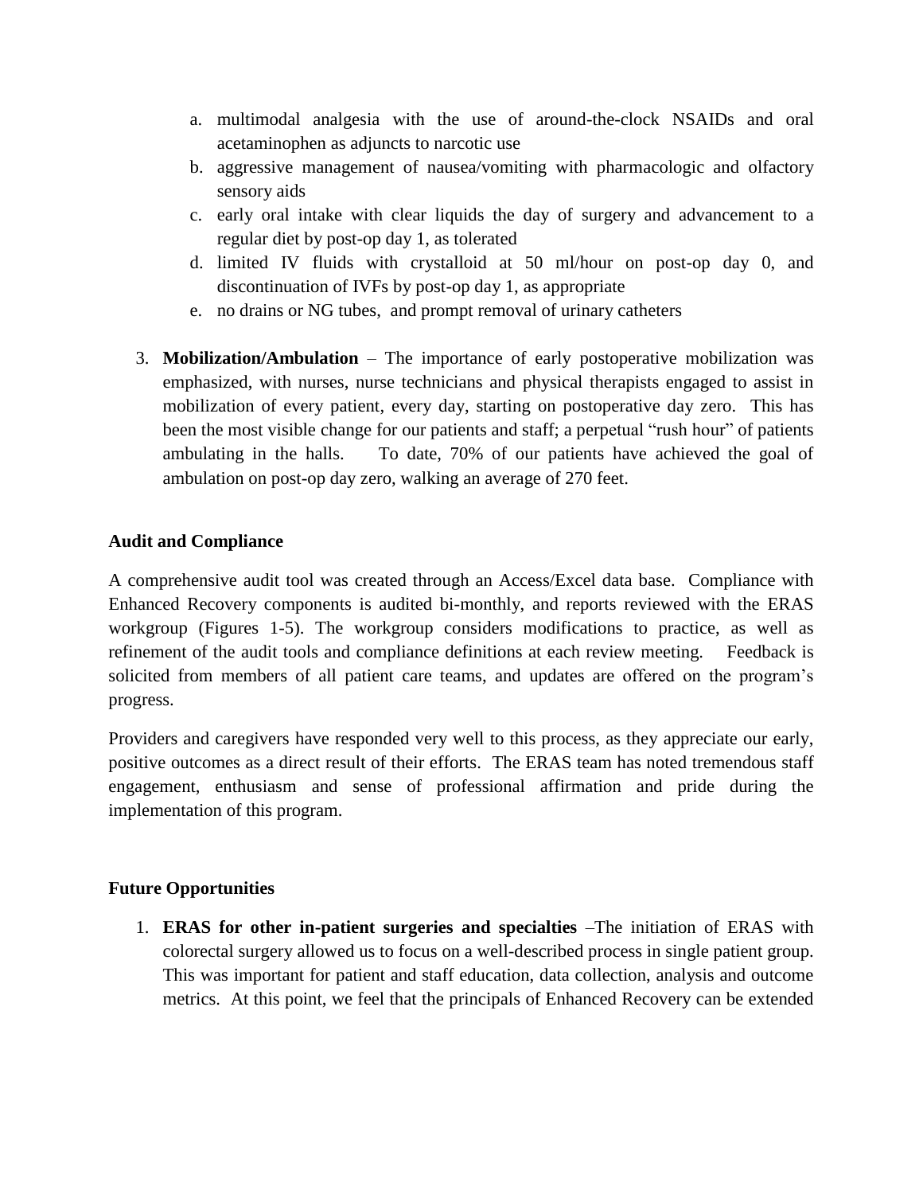a. multimodal analgesia with the use of around-the-clock NSAIDs and oral acetaminophen as adjuncts to narcotic use
   b. aggressive management of nausea/vomiting with pharmacologic and olfactory sensory aids
   c. early oral intake with clear liquids the day of surgery and advancement to a regular diet by post-op day 1, as tolerated
   d. limited IV fluids with crystalloid at 50 ml/hour on post-op day 0, and discontinuation of IVFs by post-op day 1, as appropriate
   e. no drains or NG tubes, and prompt removal of urinary catheters

3. **Mobilization/Ambulation** – The importance of early postoperative mobilization was emphasized, with nurses, nurse technicians and physical therapists engaged to assist in mobilization of every patient, every day, starting on postoperative day zero. This has been the most visible change for our patients and staff; a perpetual "rush hour" of patients ambulating in the halls. To date, 70% of our patients have achieved the goal of ambulation on post-op day zero, walking an average of 270 feet.

**Audit and Compliance**

A comprehensive audit tool was created through an Access/Excel data base. Compliance with Enhanced Recovery components is audited bi-monthly, and reports reviewed with the ERAS workgroup (Figures 1-5). The workgroup considers modifications to practice, as well as refinement of the audit tools and compliance definitions at each review meeting. Feedback is solicited from members of all patient care teams, and updates are offered on the program's progress.

Providers and caregivers have responded very well to this process, as they appreciate our early, positive outcomes as a direct result of their efforts. The ERAS team has noted tremendous staff engagement, enthusiasm and sense of professional affirmation and pride during the implementation of this program.

**Future Opportunities**

1. **ERAS for other in-patient surgeries and specialties** –The initiation of ERAS with colorectal surgery allowed us to focus on a well-described process in single patient group. This was important for patient and staff education, data collection, analysis and outcome metrics. At this point, we feel that the principals of Enhanced Recovery can be extended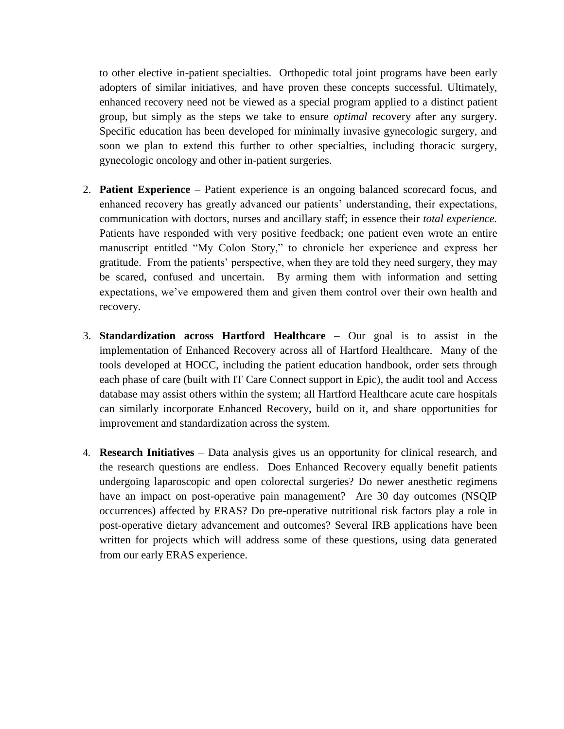to other elective in-patient specialties. Orthopedic total joint programs have been early adopters of similar initiatives, and have proven these concepts successful. Ultimately, enhanced recovery need not be viewed as a special program applied to a distinct patient group, but simply as the steps we take to ensure *optimal* recovery after any surgery. Specific education has been developed for minimally invasive gynecologic surgery, and soon we plan to extend this further to other specialties, including thoracic surgery, gynecologic oncology and other in-patient surgeries.

2. **Patient Experience** – Patient experience is an ongoing balanced scorecard focus, and enhanced recovery has greatly advanced our patients' understanding, their expectations, communication with doctors, nurses and ancillary staff; in essence their *total experience.* Patients have responded with very positive feedback; one patient even wrote an entire manuscript entitled "My Colon Story," to chronicle her experience and express her gratitude. From the patients' perspective, when they are told they need surgery, they may be scared, confused and uncertain. By arming them with information and setting expectations, we've empowered them and given them control over their own health and recovery.

3. **Standardization across Hartford Healthcare** – Our goal is to assist in the implementation of Enhanced Recovery across all of Hartford Healthcare. Many of the tools developed at HOCC, including the patient education handbook, order sets through each phase of care (built with IT Care Connect support in Epic), the audit tool and Access database may assist others within the system; all Hartford Healthcare acute care hospitals can similarly incorporate Enhanced Recovery, build on it, and share opportunities for improvement and standardization across the system.

4. **Research Initiatives** – Data analysis gives us an opportunity for clinical research, and the research questions are endless. Does Enhanced Recovery equally benefit patients undergoing laparoscopic and open colorectal surgeries? Do newer anesthetic regimens have an impact on post-operative pain management? Are 30 day outcomes (NSQIP occurrences) affected by ERAS? Do pre-operative nutritional risk factors play a role in post-operative dietary advancement and outcomes? Several IRB applications have been written for projects which will address some of these questions, using data generated from our early ERAS experience.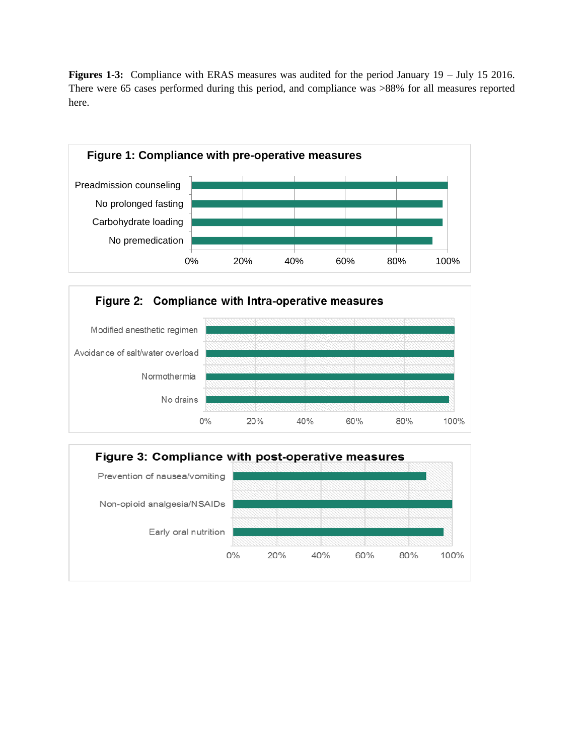**Figures 1-3:** Compliance with ERAS measures was audited for the period January 19 – July 15 2016. There were 65 cases performed during this period, and compliance was >88% for all measures reported here.

**Figure 1: Compliance with pre-operative measures**

Preadmission counseling

No prolonged fasting

Carbohydrate loading

No premedication

0% 20% 40% 60% 80% 100%

**Figure 2: Compliance with Intra-operative measures**

Modified anesthetic regimen

Avoidance of salt/water overload

Normothermia

No drains

0% 20% 40% 60% 80% 100%

**Figure 3: Compliance with post-operative measures**

Prevention of nausea/vomiting

Non-opioid analgesia/NSAIDs

Early oral nutrition

0% 20% 40% 60% 80% 100%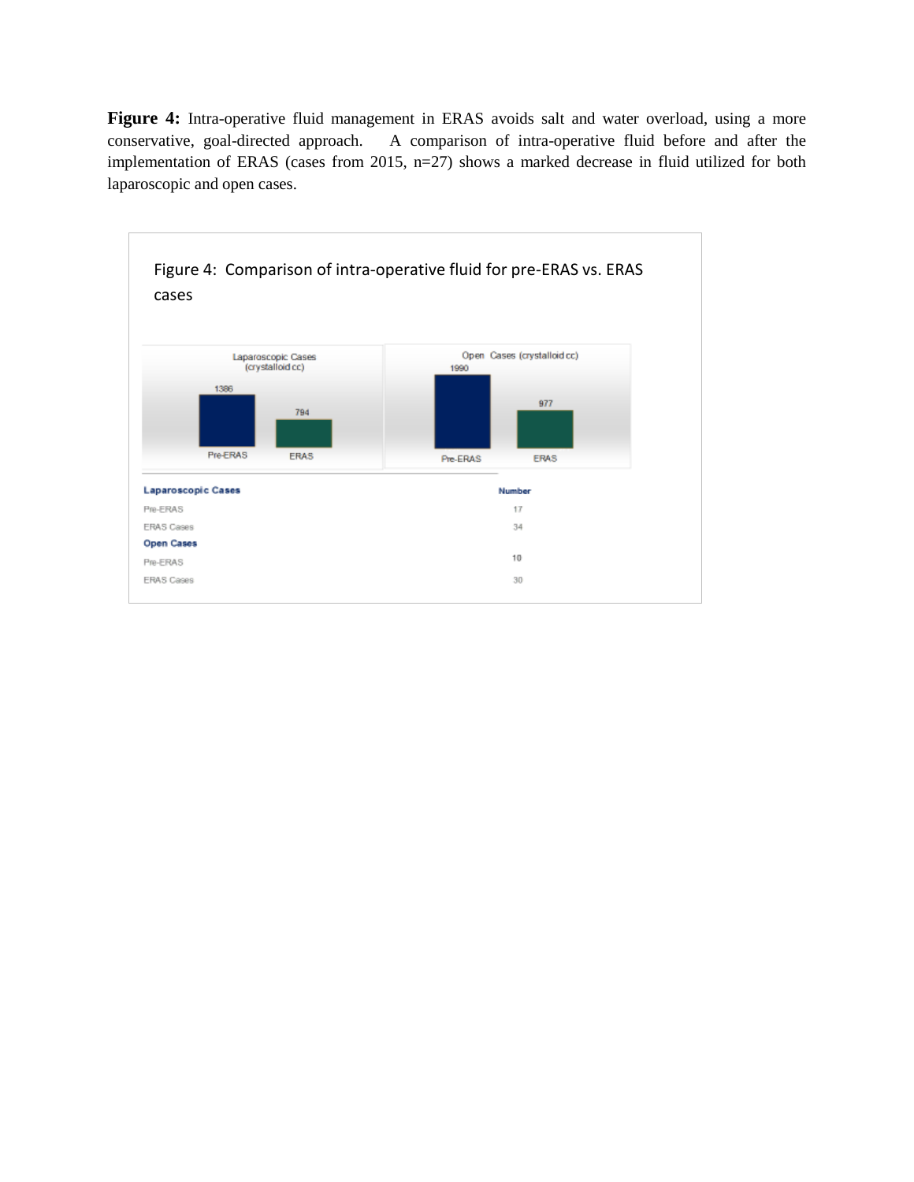**Figure 4:** Intra-operative fluid management in ERAS avoids salt and water overload, using a more conservative, goal-directed approach. A comparison of intra-operative fluid before and after the implementation of ERAS (cases from 2015, n=27) shows a marked decrease in fluid utilized for both laparoscopic and open cases.

Figure 4: Comparison of intra-operative fluid for pre-ERAS vs. ERAS cases

| | Laparoscopic Cases (crystalloid cc) | Open Cases (crystalloid cc) |
|---|---|---|
| Pre-ERAS | 1386 | 1990 |
| ERAS | 794 | 977 |

| | Number |
|---|---|
| **Laparoscopic Cases** | |
| Pre-ERAS | 17 |
| ERAS Cases | 34 |
| **Open Cases** | |
| Pre-ERAS | 10 |
| ERAS Cases | 30 |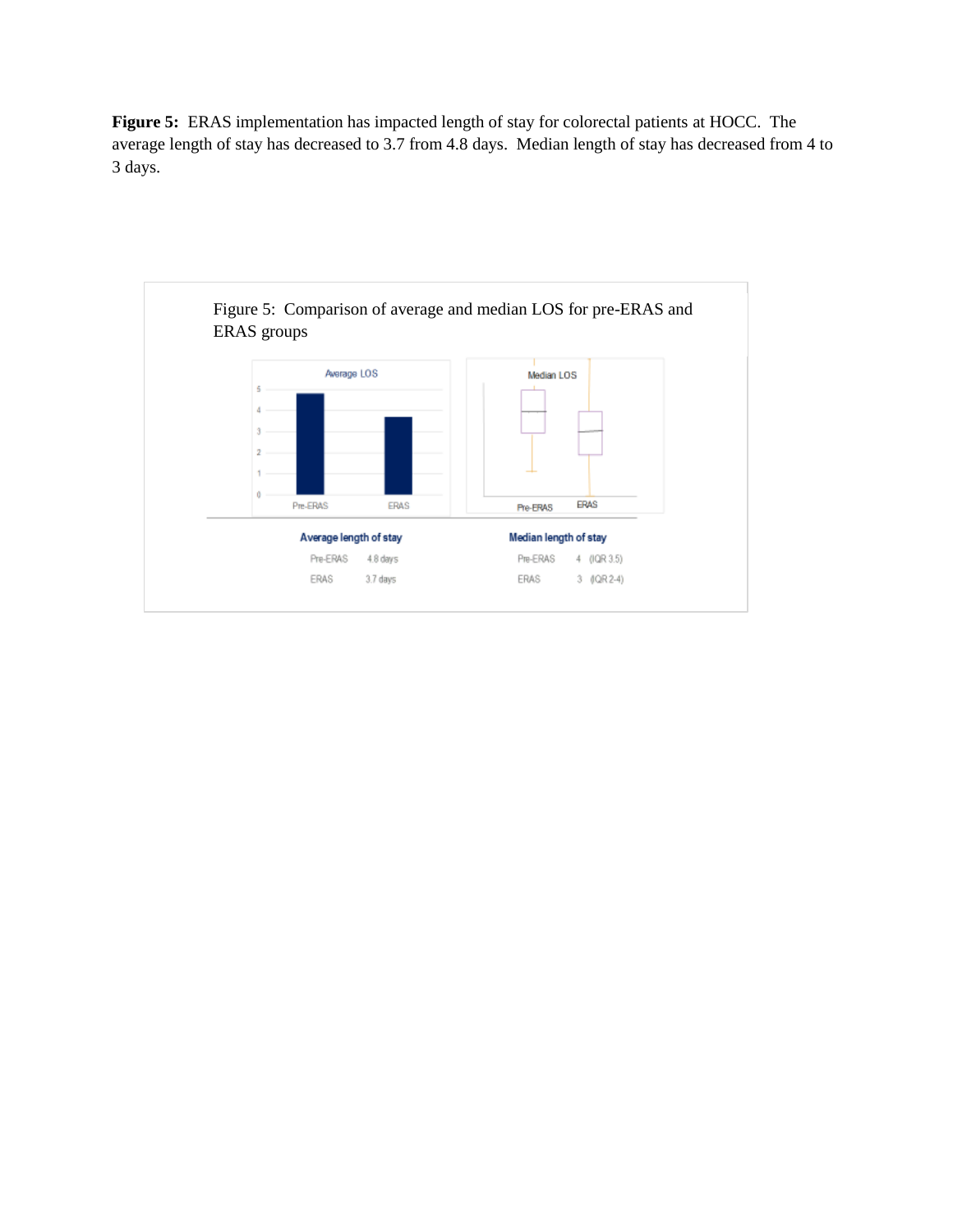**Figure 5:** ERAS implementation has impacted length of stay for colorectal patients at HOCC. The average length of stay has decreased to 3.7 from 4.8 days. Median length of stay has decreased from 4 to 3 days.

Figure 5: Comparison of average and median LOS for pre-ERAS and ERAS groups

Average LOS

5
4
3
2
1
0

Pre-ERAS
ERAS

Median LOS

Pre-ERAS
ERAS

**Average length of stay**

Pre-ERAS 4.8 days

ERAS 3.7 days

**Median length of stay**

Pre-ERAS 4 (IQR 3.5)

ERAS 3 (IQR 2-4)